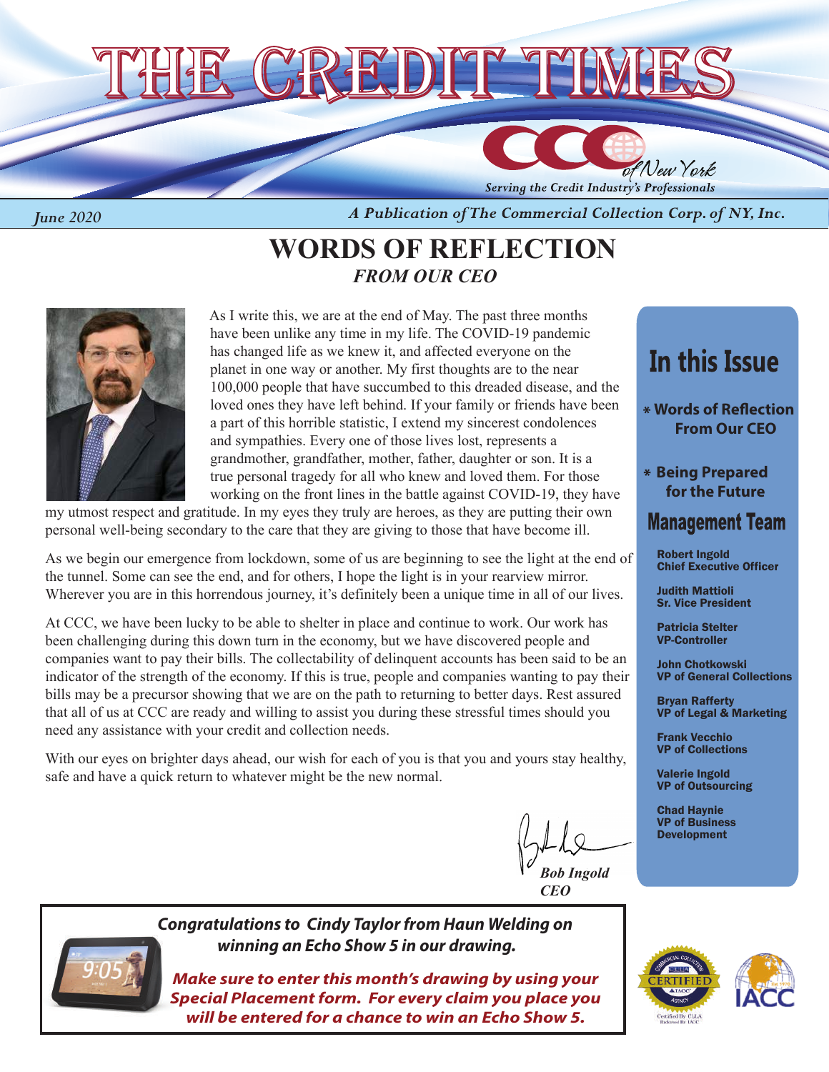# THE CREDIT TIMES

CCC of New York

*Serving the Credit Industry's Professionals*

*June 2020*

*A Publication of The Commercial Collection Corp. of NY, Inc.*

## WORDS OF REFLECTION

### *FROM OUR CEO*

As I write this, we are at the end of May. The past three months have been unlike any time in my life. The COVID-19 pandemic has changed life as we knew it, and affected everyone on the planet in one way or another. My first thoughts are to the near 100,000 people that have succumbed to this dreaded disease, and the loved ones they have left behind. If your family or friends have been a part of this horrible statistic, I extend my sincerest condolences and sympathies. Every one of those lives lost, represents a grandmother, grandfather, mother, father, daughter or son. It is a true personal tragedy for all who knew and loved them. For those working on the front lines in the battle against COVID-19, they have my utmost respect and gratitude. In my eyes they truly are heroes, as they are putting their own personal well-being secondary to the care that they are giving to those that have become ill.

As we begin our emergence from lockdown, some of us are beginning to see the light at the end of the tunnel. Some can see the end, and for others, I hope the light is in your rearview mirror. Wherever you are in this horrendous journey, it's definitely been a unique time in all of our lives.

At CCC, we have been lucky to be able to shelter in place and continue to work. Our work has been challenging during this down turn in the economy, but we have discovered people and companies want to pay their bills. The collectability of delinquent accounts has been said to be an indicator of the strength of the economy. If this is true, people and companies wanting to pay their bills may be a precursor showing that we are on the path to returning to better days. Rest assured that all of us at CCC are ready and willing to assist you during these stressful times should you need any assistance with your credit and collection needs.

With our eyes on brighter days ahead, our wish for each of you is that you and yours stay healthy, safe and have a quick return to whatever might be the new normal.

*Bob Ingold*
*CEO*

## In this Issue

* **Words of Reflection From Our CEO**
* **Being Prepared for the Future**

## Management Team

**Robert Ingold**
**Chief Executive Officer**

**Judith Mattioli**
**Sr. Vice President**

**Patricia Stelter**
**VP-Controller**

**John Chotkowski**
**VP of General Collections**

**Bryan Rafferty**
**VP of Legal & Marketing**

**Frank Vecchio**
**VP of Collections**

**Valerie Ingold**
**VP of Outsourcing**

**Chad Haynie**
**VP of Business Development**

***Congratulations to Cindy Taylor from Haun Welding on winning an Echo Show 5 in our drawing.***

***Make sure to enter this month's drawing by using your Special Placement form. For every claim you place you will be entered for a chance to win an Echo Show 5.***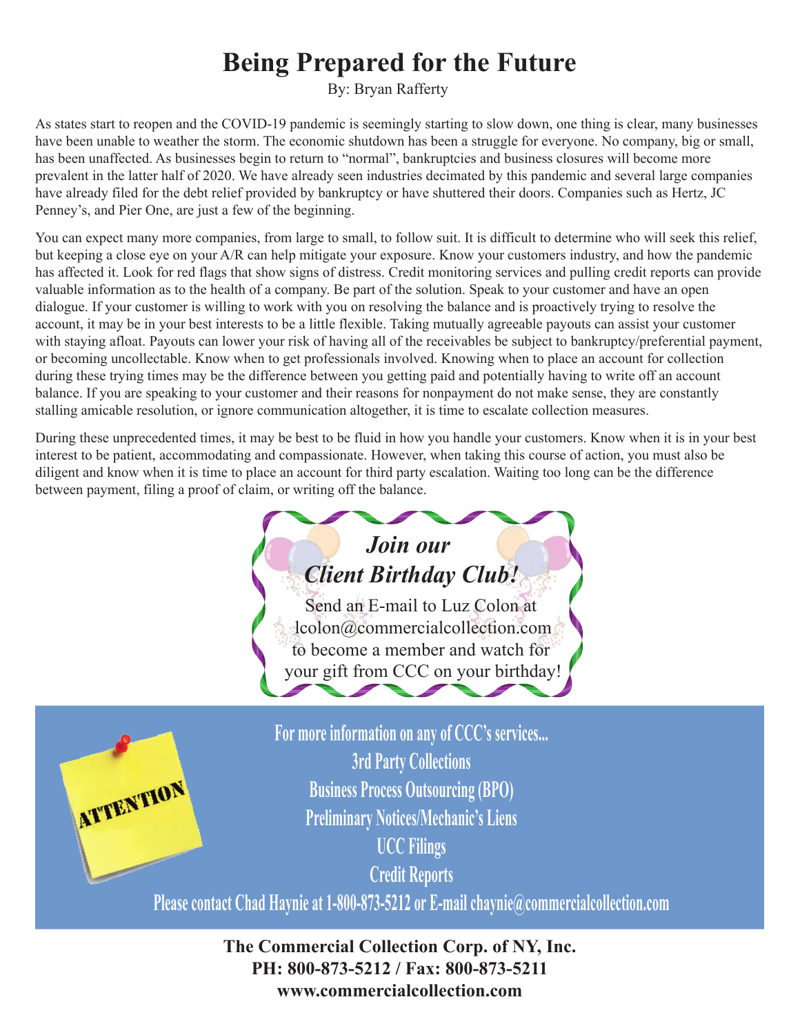# Being Prepared for the Future

By: Bryan Rafferty

As states start to reopen and the COVID-19 pandemic is seemingly starting to slow down, one thing is clear, many businesses have been unable to weather the storm. The economic shutdown has been a struggle for everyone. No company, big or small, has been unaffected. As businesses begin to return to "normal", bankruptcies and business closures will become more prevalent in the latter half of 2020. We have already seen industries decimated by this pandemic and several large companies have already filed for the debt relief provided by bankruptcy or have shuttered their doors. Companies such as Hertz, JC Penney's, and Pier One, are just a few of the beginning.

You can expect many more companies, from large to small, to follow suit. It is difficult to determine who will seek this relief, but keeping a close eye on your A/R can help mitigate your exposure. Know your customers industry, and how the pandemic has affected it. Look for red flags that show signs of distress. Credit monitoring services and pulling credit reports can provide valuable information as to the health of a company. Be part of the solution. Speak to your customer and have an open dialogue. If your customer is willing to work with you on resolving the balance and is proactively trying to resolve the account, it may be in your best interests to be a little flexible. Taking mutually agreeable payouts can assist your customer with staying afloat. Payouts can lower your risk of having all of the receivables be subject to bankruptcy/preferential payment, or becoming uncollectable. Know when to get professionals involved. Knowing when to place an account for collection during these trying times may be the difference between you getting paid and potentially having to write off an account balance. If you are speaking to your customer and their reasons for nonpayment do not make sense, they are constantly stalling amicable resolution, or ignore communication altogether, it is time to escalate collection measures.

During these unprecedented times, it may be best to be fluid in how you handle your customers. Know when it is in your best interest to be patient, accommodating and compassionate. However, when taking this course of action, you must also be diligent and know when it is time to place an account for third party escalation. Waiting too long can be the difference between payment, filing a proof of claim, or writing off the balance.

***Join our Client Birthday Club!***

Send an E-mail to Luz Colon at lcolon@commercialcollection.com to become a member and watch for your gift from CCC on your birthday!

ATTENTION

**For more information on any of CCC's services...**

**3rd Party Collections**

**Business Process Outsourcing (BPO)**

**Preliminary Notices/Mechanic's Liens**

**UCC Filings**

**Credit Reports**

**Please contact Chad Haynie at 1-800-873-5212 or E-mail chaynie@commercialcollection.com**

**The Commercial Collection Corp. of NY, Inc.**
**PH: 800-873-5212 / Fax: 800-873-5211**
**www.commercialcollection.com**